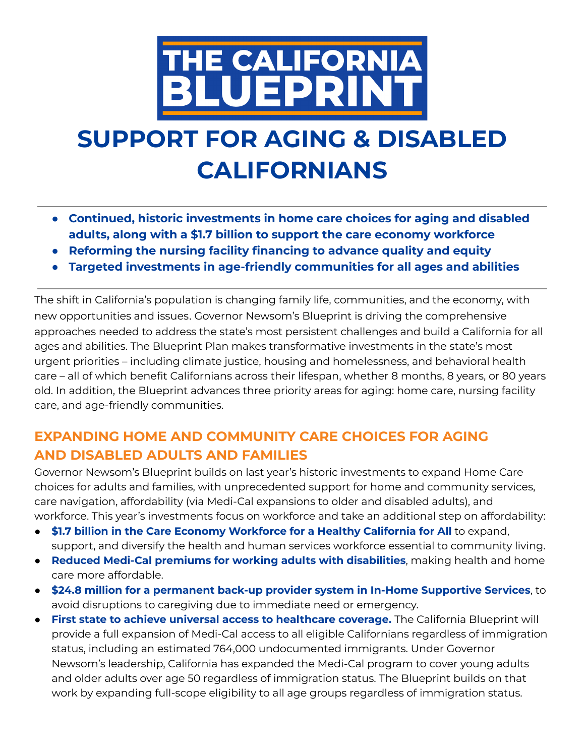# THE CALIFORNIA BLUEPRINT

# SUPPORT FOR AGING & DISABLED CALIFORNIANS

---

- **Continued, historic investments in home care choices for aging and disabled adults, along with a $1.7 billion to support the care economy workforce**
- **Reforming the nursing facility financing to advance quality and equity**
- **Targeted investments in age-friendly communities for all ages and abilities**

---

The shift in California's population is changing family life, communities, and the economy, with new opportunities and issues. Governor Newsom's Blueprint is driving the comprehensive approaches needed to address the state's most persistent challenges and build a California for all ages and abilities. The Blueprint Plan makes transformative investments in the state's most urgent priorities – including climate justice, housing and homelessness, and behavioral health care – all of which benefit Californians across their lifespan, whether 8 months, 8 years, or 80 years old. In addition, the Blueprint advances three priority areas for aging: home care, nursing facility care, and age-friendly communities.

## EXPANDING HOME AND COMMUNITY CARE CHOICES FOR AGING AND DISABLED ADULTS AND FAMILIES

Governor Newsom's Blueprint builds on last year's historic investments to expand Home Care choices for adults and families, with unprecedented support for home and community services, care navigation, affordability (via Medi-Cal expansions to older and disabled adults), and workforce. This year's investments focus on workforce and take an additional step on affordability:

- **$1.7 billion in the Care Economy Workforce for a Healthy California for All** to expand, support, and diversify the health and human services workforce essential to community living.
- **Reduced Medi-Cal premiums for working adults with disabilities**, making health and home care more affordable.
- **$24.8 million for a permanent back-up provider system in In-Home Supportive Services**, to avoid disruptions to caregiving due to immediate need or emergency.
- **First state to achieve universal access to healthcare coverage.** The California Blueprint will provide a full expansion of Medi-Cal access to all eligible Californians regardless of immigration status, including an estimated 764,000 undocumented immigrants. Under Governor Newsom's leadership, California has expanded the Medi-Cal program to cover young adults and older adults over age 50 regardless of immigration status. The Blueprint builds on that work by expanding full-scope eligibility to all age groups regardless of immigration status.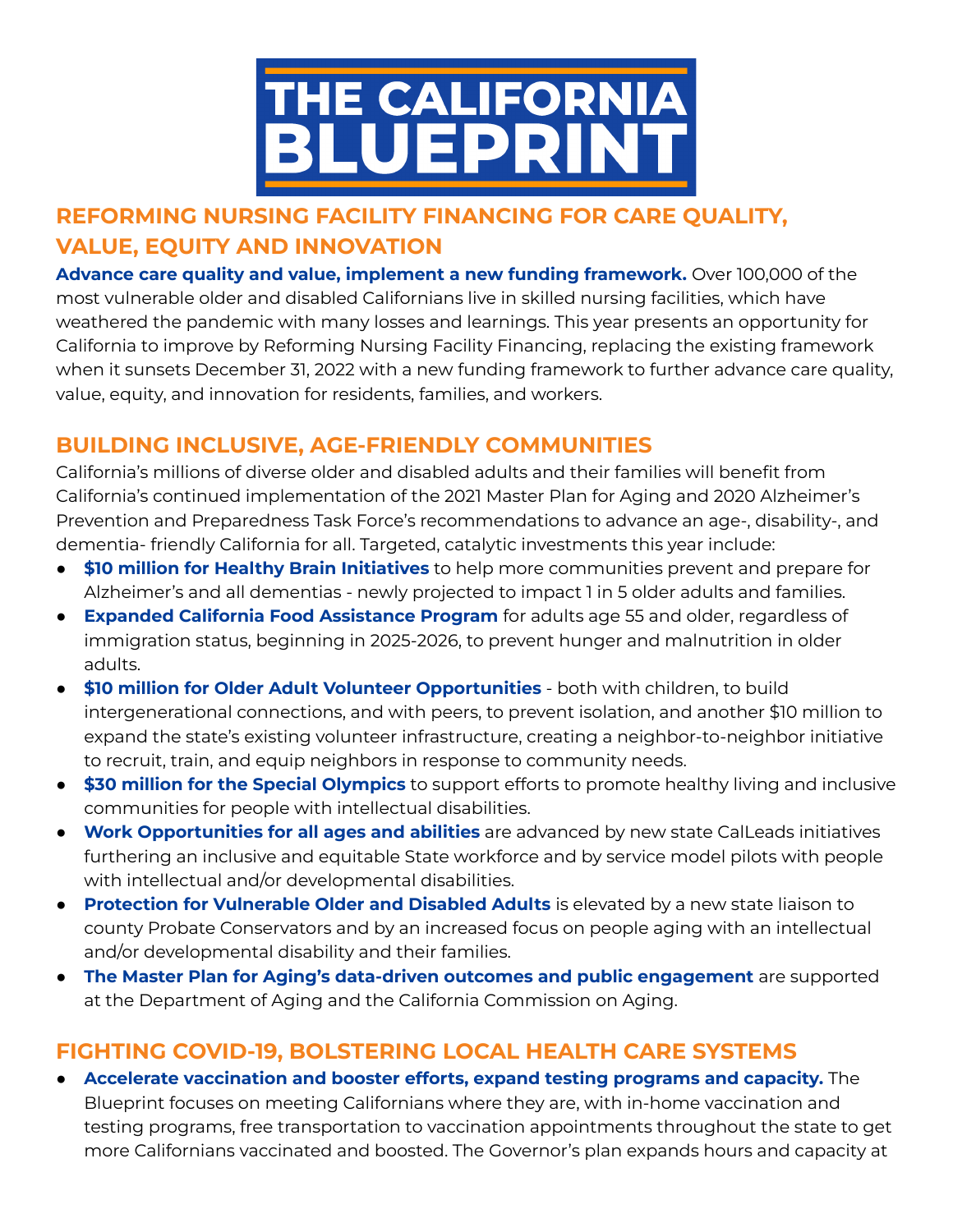# THE CALIFORNIA BLUEPRINT

## REFORMING NURSING FACILITY FINANCING FOR CARE QUALITY, VALUE, EQUITY AND INNOVATION

**Advance care quality and value, implement a new funding framework.** Over 100,000 of the most vulnerable older and disabled Californians live in skilled nursing facilities, which have weathered the pandemic with many losses and learnings. This year presents an opportunity for California to improve by Reforming Nursing Facility Financing, replacing the existing framework when it sunsets December 31, 2022 with a new funding framework to further advance care quality, value, equity, and innovation for residents, families, and workers.

## BUILDING INCLUSIVE, AGE-FRIENDLY COMMUNITIES

California's millions of diverse older and disabled adults and their families will benefit from California's continued implementation of the 2021 Master Plan for Aging and 2020 Alzheimer's Prevention and Preparedness Task Force's recommendations to advance an age-, disability-, and dementia- friendly California for all. Targeted, catalytic investments this year include:

- **$10 million for Healthy Brain Initiatives** to help more communities prevent and prepare for Alzheimer's and all dementias - newly projected to impact 1 in 5 older adults and families.
- **Expanded California Food Assistance Program** for adults age 55 and older, regardless of immigration status, beginning in 2025-2026, to prevent hunger and malnutrition in older adults.
- **$10 million for Older Adult Volunteer Opportunities** - both with children, to build intergenerational connections, and with peers, to prevent isolation, and another $10 million to expand the state's existing volunteer infrastructure, creating a neighbor-to-neighbor initiative to recruit, train, and equip neighbors in response to community needs.
- **$30 million for the Special Olympics** to support efforts to promote healthy living and inclusive communities for people with intellectual disabilities.
- **Work Opportunities for all ages and abilities** are advanced by new state CalLeads initiatives furthering an inclusive and equitable State workforce and by service model pilots with people with intellectual and/or developmental disabilities.
- **Protection for Vulnerable Older and Disabled Adults** is elevated by a new state liaison to county Probate Conservators and by an increased focus on people aging with an intellectual and/or developmental disability and their families.
- **The Master Plan for Aging's data-driven outcomes and public engagement** are supported at the Department of Aging and the California Commission on Aging.

## FIGHTING COVID-19, BOLSTERING LOCAL HEALTH CARE SYSTEMS

- **Accelerate vaccination and booster efforts, expand testing programs and capacity.** The Blueprint focuses on meeting Californians where they are, with in-home vaccination and testing programs, free transportation to vaccination appointments throughout the state to get more Californians vaccinated and boosted. The Governor's plan expands hours and capacity at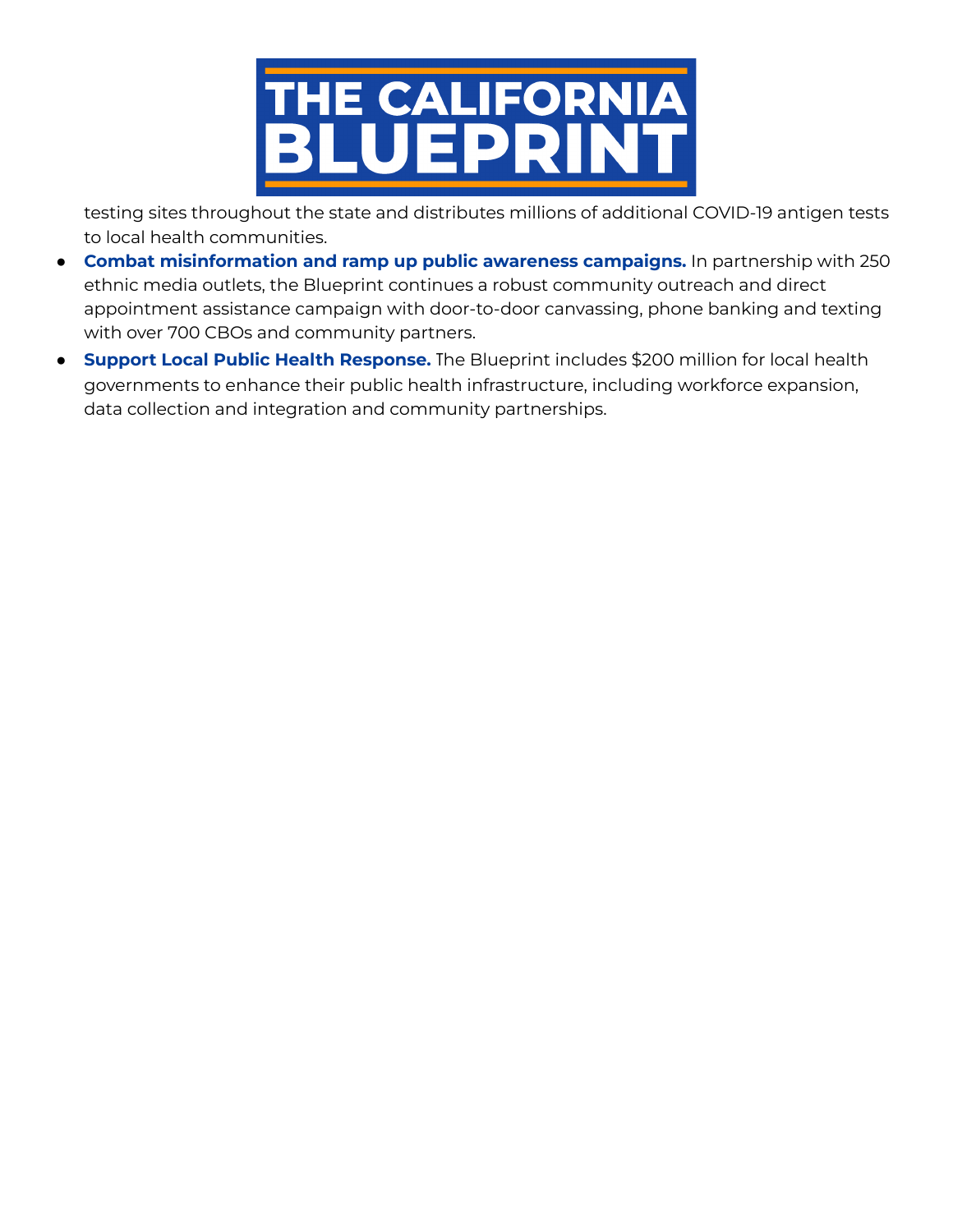testing sites throughout the state and distributes millions of additional COVID-19 antigen tests to local health communities.

- **Combat misinformation and ramp up public awareness campaigns.** In partnership with 250 ethnic media outlets, the Blueprint continues a robust community outreach and direct appointment assistance campaign with door-to-door canvassing, phone banking and texting with over 700 CBOs and community partners.
- **Support Local Public Health Response.** The Blueprint includes $200 million for local health governments to enhance their public health infrastructure, including workforce expansion, data collection and integration and community partnerships.